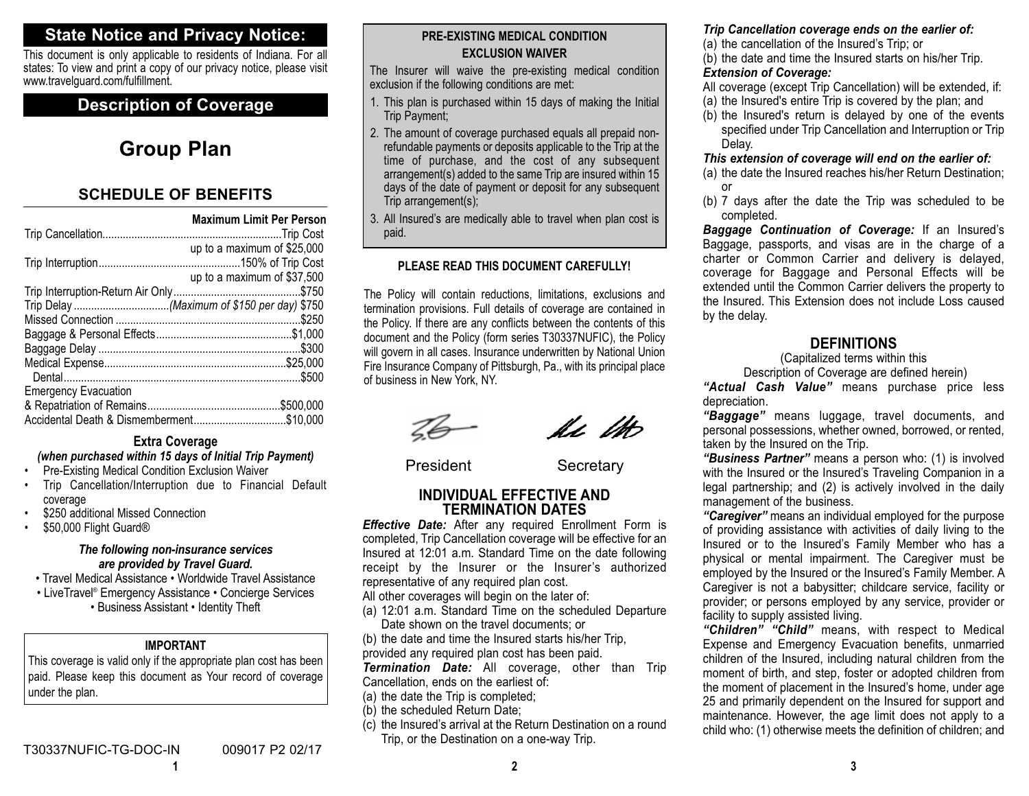## State Notice and Privacy Notice:

This document is only applicable to residents of Indiana. For all states: To view and print a copy of our privacy notice, please visit www.travelguard.com/fulfillment.

## Description of Coverage

# Group Plan

## SCHEDULE OF BENEFITS

| | Maximum Limit Per Person |
|---|---|
| Trip Cancellation | Trip Cost up to a maximum of $25,000 |
| Trip Interruption | 150% of Trip Cost up to a maximum of $37,500 |
| Trip Interruption-Return Air Only | $750 |
| Trip Delay *(Maximum of $150 per day)* | $750 |
| Missed Connection | $250 |
| Baggage & Personal Effects | $1,000 |
| Baggage Delay | $300 |
| Medical Expense | $25,000 |
| Dental | $500 |
| Emergency Evacuation & Repatriation of Remains | $500,000 |
| Accidental Death & Dismemberment | $10,000 |

### Extra Coverage

***(when purchased within 15 days of Initial Trip Payment)***

- Pre-Existing Medical Condition Exclusion Waiver
- Trip Cancellation/Interruption due to Financial Default coverage
- $250 additional Missed Connection
- $50,000 Flight Guard®

***The following non-insurance services are provided by Travel Guard.***

• Travel Medical Assistance • Worldwide Travel Assistance
• LiveTravel® Emergency Assistance • Concierge Services
• Business Assistant • Identity Theft

**IMPORTANT**

This coverage is valid only if the appropriate plan cost has been paid. Please keep this document as Your record of coverage under the plan.

T30337NUFIC-TG-DOC-IN 009017 P2 02/17

**PRE-EXISTING MEDICAL CONDITION EXCLUSION WAIVER**

The Insurer will waive the pre-existing medical condition exclusion if the following conditions are met:

1. This plan is purchased within 15 days of making the Initial Trip Payment;
2. The amount of coverage purchased equals all prepaid non-refundable payments or deposits applicable to the Trip at the time of purchase, and the cost of any subsequent arrangement(s) added to the same Trip are insured within 15 days of the date of payment or deposit for any subsequent Trip arrangement(s);
3. All Insured's are medically able to travel when plan cost is paid.

**PLEASE READ THIS DOCUMENT CAREFULLY!**

The Policy will contain reductions, limitations, exclusions and termination provisions. Full details of coverage are contained in the Policy. If there are any conflicts between the contents of this document and the Policy (form series T30337NUFIC), the Policy will govern in all cases. Insurance underwritten by National Union Fire Insurance Company of Pittsburgh, Pa., with its principal place of business in New York, NY.

President Secretary

## INDIVIDUAL EFFECTIVE AND TERMINATION DATES

***Effective Date:*** After any required Enrollment Form is completed, Trip Cancellation coverage will be effective for an Insured at 12:01 a.m. Standard Time on the date following receipt by the Insurer or the Insurer's authorized representative of any required plan cost.

All other coverages will begin on the later of:

(a) 12:01 a.m. Standard Time on the scheduled Departure Date shown on the travel documents; or
(b) the date and time the Insured starts his/her Trip,

provided any required plan cost has been paid.

***Termination Date:*** All coverage, other than Trip Cancellation, ends on the earliest of:

(a) the date the Trip is completed;
(b) the scheduled Return Date;
(c) the Insured's arrival at the Return Destination on a round Trip, or the Destination on a one-way Trip.

***Trip Cancellation coverage ends on the earlier of:***

(a) the cancellation of the Insured's Trip; or
(b) the date and time the Insured starts on his/her Trip.

***Extension of Coverage:***

All coverage (except Trip Cancellation) will be extended, if:

(a) the Insured's entire Trip is covered by the plan; and
(b) the Insured's return is delayed by one of the events specified under Trip Cancellation and Interruption or Trip Delay.

***This extension of coverage will end on the earlier of:***

(a) the date the Insured reaches his/her Return Destination; or
(b) 7 days after the date the Trip was scheduled to be completed.

***Baggage Continuation of Coverage:*** If an Insured's Baggage, passports, and visas are in the charge of a charter or Common Carrier and delivery is delayed, coverage for Baggage and Personal Effects will be extended until the Common Carrier delivers the property to the Insured. This Extension does not include Loss caused by the delay.

## DEFINITIONS

(Capitalized terms within this Description of Coverage are defined herein)

***"Actual Cash Value"*** means purchase price less depreciation.

***"Baggage"*** means luggage, travel documents, and personal possessions, whether owned, borrowed, or rented, taken by the Insured on the Trip.

***"Business Partner"*** means a person who: (1) is involved with the Insured or the Insured's Traveling Companion in a legal partnership; and (2) is actively involved in the daily management of the business.

***"Caregiver"*** means an individual employed for the purpose of providing assistance with activities of daily living to the Insured or to the Insured's Family Member who has a physical or mental impairment. The Caregiver must be employed by the Insured or the Insured's Family Member. A Caregiver is not a babysitter; childcare service, facility or provider; or persons employed by any service, provider or facility to supply assisted living.

***"Children" "Child"*** means, with respect to Medical Expense and Emergency Evacuation benefits, unmarried children of the Insured, including natural children from the moment of birth, and step, foster or adopted children from the moment of placement in the Insured's home, under age 25 and primarily dependent on the Insured for support and maintenance. However, the age limit does not apply to a child who: (1) otherwise meets the definition of children; and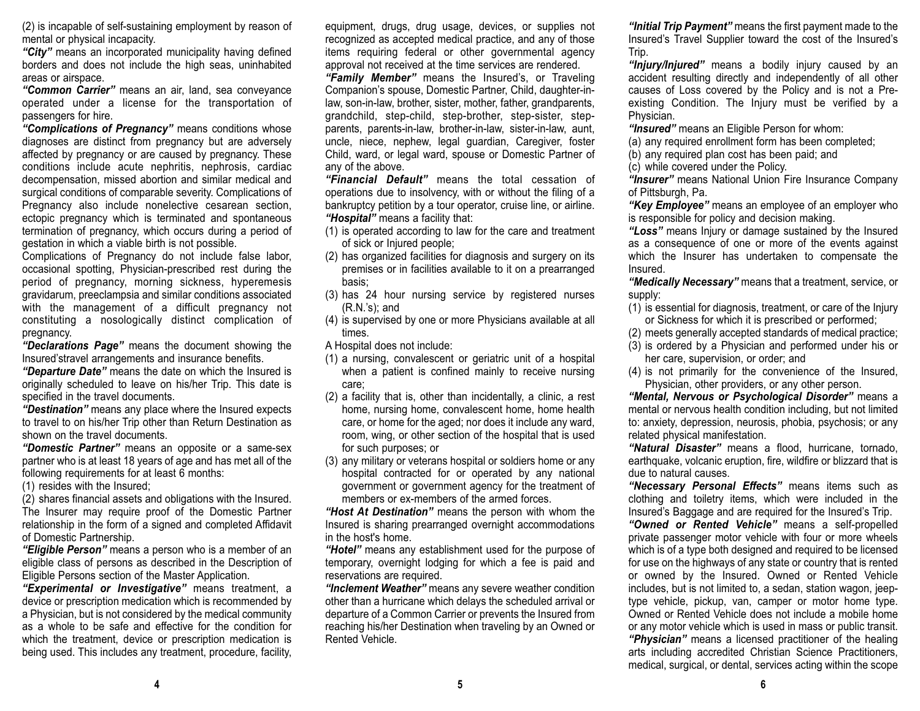(2) is incapable of self-sustaining employment by reason of mental or physical incapacity.

***"City"*** means an incorporated municipality having defined borders and does not include the high seas, uninhabited areas or airspace.

***"Common Carrier"*** means an air, land, sea conveyance operated under a license for the transportation of passengers for hire.

***"Complications of Pregnancy"*** means conditions whose diagnoses are distinct from pregnancy but are adversely affected by pregnancy or are caused by pregnancy. These conditions include acute nephritis, nephrosis, cardiac decompensation, missed abortion and similar medical and surgical conditions of comparable severity. Complications of Pregnancy also include nonelective cesarean section, ectopic pregnancy which is terminated and spontaneous termination of pregnancy, which occurs during a period of gestation in which a viable birth is not possible.

Complications of Pregnancy do not include false labor, occasional spotting, Physician-prescribed rest during the period of pregnancy, morning sickness, hyperemesis gravidarum, preeclampsia and similar conditions associated with the management of a difficult pregnancy not constituting a nosologically distinct complication of pregnancy.

***"Declarations Page"*** means the document showing the Insured'stravel arrangements and insurance benefits.

***"Departure Date"*** means the date on which the Insured is originally scheduled to leave on his/her Trip. This date is specified in the travel documents.

***"Destination"*** means any place where the Insured expects to travel to on his/her Trip other than Return Destination as shown on the travel documents.

***"Domestic Partner"*** means an opposite or a same-sex partner who is at least 18 years of age and has met all of the following requirements for at least 6 months:

(1) resides with the Insured;

(2) shares financial assets and obligations with the Insured.

The Insurer may require proof of the Domestic Partner relationship in the form of a signed and completed Affidavit of Domestic Partnership.

***"Eligible Person"*** means a person who is a member of an eligible class of persons as described in the Description of Eligible Persons section of the Master Application.

***"Experimental or Investigative"*** means treatment, a device or prescription medication which is recommended by a Physician, but is not considered by the medical community as a whole to be safe and effective for the condition for which the treatment, device or prescription medication is being used. This includes any treatment, procedure, facility, equipment, drugs, drug usage, devices, or supplies not recognized as accepted medical practice, and any of those items requiring federal or other governmental agency approval not received at the time services are rendered.

***"Family Member"*** means the Insured's, or Traveling Companion's spouse, Domestic Partner, Child, daughter-in-law, son-in-law, brother, sister, mother, father, grandparents, grandchild, step-child, step-brother, step-sister, step-parents, parents-in-law, brother-in-law, sister-in-law, aunt, uncle, niece, nephew, legal guardian, Caregiver, foster Child, ward, or legal ward, spouse or Domestic Partner of any of the above.

***"Financial Default"*** means the total cessation of operations due to insolvency, with or without the filing of a bankruptcy petition by a tour operator, cruise line, or airline.

***"Hospital"*** means a facility that:

(1) is operated according to law for the care and treatment of sick or Injured people;
(2) has organized facilities for diagnosis and surgery on its premises or in facilities available to it on a prearranged basis;
(3) has 24 hour nursing service by registered nurses (R.N.'s); and
(4) is supervised by one or more Physicians available at all times.

A Hospital does not include:

(1) a nursing, convalescent or geriatric unit of a hospital when a patient is confined mainly to receive nursing care;
(2) a facility that is, other than incidentally, a clinic, a rest home, nursing home, convalescent home, home health care, or home for the aged; nor does it include any ward, room, wing, or other section of the hospital that is used for such purposes; or
(3) any military or veterans hospital or soldiers home or any hospital contracted for or operated by any national government or government agency for the treatment of members or ex-members of the armed forces.

***"Host At Destination"*** means the person with whom the Insured is sharing prearranged overnight accommodations in the host's home.

***"Hotel"*** means any establishment used for the purpose of temporary, overnight lodging for which a fee is paid and reservations are required.

***"Inclement Weather"*** means any severe weather condition other than a hurricane which delays the scheduled arrival or departure of a Common Carrier or prevents the Insured from reaching his/her Destination when traveling by an Owned or Rented Vehicle.

***"Initial Trip Payment"*** means the first payment made to the Insured's Travel Supplier toward the cost of the Insured's Trip.

***"Injury/Injured"*** means a bodily injury caused by an accident resulting directly and independently of all other causes of Loss covered by the Policy and is not a Pre-existing Condition. The Injury must be verified by a Physician.

***"Insured"*** means an Eligible Person for whom:

(a) any required enrollment form has been completed;
(b) any required plan cost has been paid; and
(c) while covered under the Policy.

***"Insurer"*** means National Union Fire Insurance Company of Pittsburgh, Pa.

***"Key Employee"*** means an employee of an employer who is responsible for policy and decision making.

***"Loss"*** means Injury or damage sustained by the Insured as a consequence of one or more of the events against which the Insurer has undertaken to compensate the Insured.

***"Medically Necessary"*** means that a treatment, service, or supply:

(1) is essential for diagnosis, treatment, or care of the Injury or Sickness for which it is prescribed or performed;
(2) meets generally accepted standards of medical practice;
(3) is ordered by a Physician and performed under his or her care, supervision, or order; and
(4) is not primarily for the convenience of the Insured, Physician, other providers, or any other person.

***"Mental, Nervous or Psychological Disorder"*** means a mental or nervous health condition including, but not limited to: anxiety, depression, neurosis, phobia, psychosis; or any related physical manifestation.

***"Natural Disaster"*** means a flood, hurricane, tornado, earthquake, volcanic eruption, fire, wildfire or blizzard that is due to natural causes.

***"Necessary Personal Effects"*** means items such as clothing and toiletry items, which were included in the Insured's Baggage and are required for the Insured's Trip.

***"Owned or Rented Vehicle"*** means a self-propelled private passenger motor vehicle with four or more wheels which is of a type both designed and required to be licensed for use on the highways of any state or country that is rented or owned by the Insured. Owned or Rented Vehicle includes, but is not limited to, a sedan, station wagon, jeep-type vehicle, pickup, van, camper or motor home type. Owned or Rented Vehicle does not include a mobile home or any motor vehicle which is used in mass or public transit.

***"Physician"*** means a licensed practitioner of the healing arts including accredited Christian Science Practitioners, medical, surgical, or dental, services acting within the scope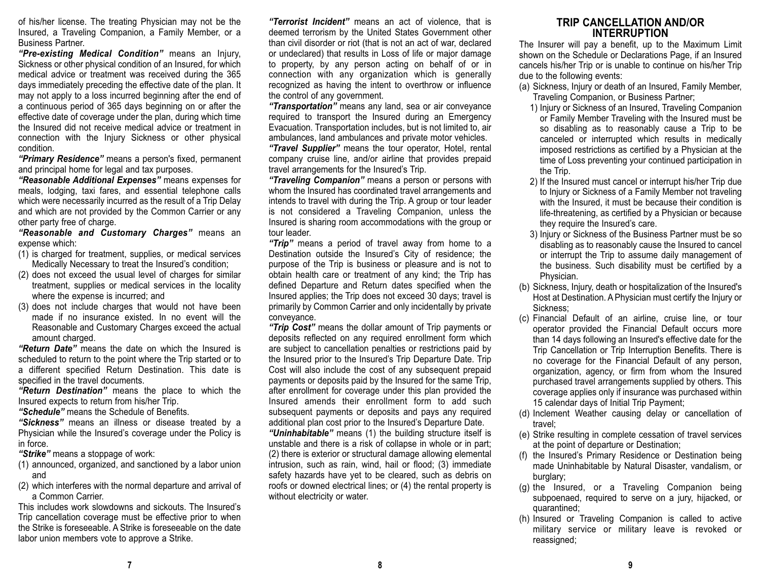of his/her license. The treating Physician may not be the Insured, a Traveling Companion, a Family Member, or a Business Partner.

***"Pre-existing Medical Condition"*** means an Injury, Sickness or other physical condition of an Insured, for which medical advice or treatment was received during the 365 days immediately preceding the effective date of the plan. It may not apply to a loss incurred beginning after the end of a continuous period of 365 days beginning on or after the effective date of coverage under the plan, during which time the Insured did not receive medical advice or treatment in connection with the Injury Sickness or other physical condition.

***"Primary Residence"*** means a person's fixed, permanent and principal home for legal and tax purposes.

***"Reasonable Additional Expenses"*** means expenses for meals, lodging, taxi fares, and essential telephone calls which were necessarily incurred as the result of a Trip Delay and which are not provided by the Common Carrier or any other party free of charge.

***"Reasonable and Customary Charges"*** means an expense which:

(1) is charged for treatment, supplies, or medical services Medically Necessary to treat the Insured's condition;
(2) does not exceed the usual level of charges for similar treatment, supplies or medical services in the locality where the expense is incurred; and
(3) does not include charges that would not have been made if no insurance existed. In no event will the Reasonable and Customary Charges exceed the actual amount charged.

***"Return Date"*** means the date on which the Insured is scheduled to return to the point where the Trip started or to a different specified Return Destination. This date is specified in the travel documents.

***"Return Destination"*** means the place to which the Insured expects to return from his/her Trip.

***"Schedule"*** means the Schedule of Benefits.

***"Sickness"*** means an illness or disease treated by a Physician while the Insured's coverage under the Policy is in force.

***"Strike"*** means a stoppage of work:

(1) announced, organized, and sanctioned by a labor union and
(2) which interferes with the normal departure and arrival of a Common Carrier.

This includes work slowdowns and sickouts. The Insured's Trip cancellation coverage must be effective prior to when the Strike is foreseeable. A Strike is foreseeable on the date labor union members vote to approve a Strike.

***"Terrorist Incident"*** means an act of violence, that is deemed terrorism by the United States Government other than civil disorder or riot (that is not an act of war, declared or undeclared) that results in Loss of life or major damage to property, by any person acting on behalf of or in connection with any organization which is generally recognized as having the intent to overthrow or influence the control of any government.

***"Transportation"*** means any land, sea or air conveyance required to transport the Insured during an Emergency Evacuation. Transportation includes, but is not limited to, air ambulances, land ambulances and private motor vehicles.

***"Travel Supplier"*** means the tour operator, Hotel, rental company cruise line, and/or airline that provides prepaid travel arrangements for the Insured's Trip.

***"Traveling Companion"*** means a person or persons with whom the Insured has coordinated travel arrangements and intends to travel with during the Trip. A group or tour leader is not considered a Traveling Companion, unless the Insured is sharing room accommodations with the group or tour leader.

***"Trip"*** means a period of travel away from home to a Destination outside the Insured's City of residence; the purpose of the Trip is business or pleasure and is not to obtain health care or treatment of any kind; the Trip has defined Departure and Return dates specified when the Insured applies; the Trip does not exceed 30 days; travel is primarily by Common Carrier and only incidentally by private conveyance.

***"Trip Cost"*** means the dollar amount of Trip payments or deposits reflected on any required enrollment form which are subject to cancellation penalties or restrictions paid by the Insured prior to the Insured's Trip Departure Date. Trip Cost will also include the cost of any subsequent prepaid payments or deposits paid by the Insured for the same Trip, after enrollment for coverage under this plan provided the Insured amends their enrollment form to add such subsequent payments or deposits and pays any required additional plan cost prior to the Insured's Departure Date.

***"Uninhabitable"*** means (1) the building structure itself is unstable and there is a risk of collapse in whole or in part; (2) there is exterior or structural damage allowing elemental intrusion, such as rain, wind, hail or flood; (3) immediate safety hazards have yet to be cleared, such as debris on roofs or downed electrical lines; or (4) the rental property is without electricity or water.

## TRIP CANCELLATION AND/OR INTERRUPTION

The Insurer will pay a benefit, up to the Maximum Limit shown on the Schedule or Declarations Page, if an Insured cancels his/her Trip or is unable to continue on his/her Trip due to the following events:

(a) Sickness, Injury or death of an Insured, Family Member, Traveling Companion, or Business Partner;
   1) Injury or Sickness of an Insured, Traveling Companion or Family Member Traveling with the Insured must be so disabling as to reasonably cause a Trip to be canceled or interrupted which results in medically imposed restrictions as certified by a Physician at the time of Loss preventing your continued participation in the Trip.
   2) If the Insured must cancel or interrupt his/her Trip due to Injury or Sickness of a Family Member not traveling with the Insured, it must be because their condition is life-threatening, as certified by a Physician or because they require the Insured's care.
   3) Injury or Sickness of the Business Partner must be so disabling as to reasonably cause the Insured to cancel or interrupt the Trip to assume daily management of the business. Such disability must be certified by a Physician.

(b) Sickness, Injury, death or hospitalization of the Insured's Host at Destination. A Physician must certify the Injury or Sickness;
(c) Financial Default of an airline, cruise line, or tour operator provided the Financial Default occurs more than 14 days following an Insured's effective date for the Trip Cancellation or Trip Interruption Benefits. There is no coverage for the Financial Default of any person, organization, agency, or firm from whom the Insured purchased travel arrangements supplied by others. This coverage applies only if insurance was purchased within 15 calendar days of Initial Trip Payment;
(d) Inclement Weather causing delay or cancellation of travel;
(e) Strike resulting in complete cessation of travel services at the point of departure or Destination;
(f) the Insured's Primary Residence or Destination being made Uninhabitable by Natural Disaster, vandalism, or burglary;
(g) the Insured, or a Traveling Companion being subpoenaed, required to serve on a jury, hijacked, or quarantined;
(h) Insured or Traveling Companion is called to active military service or military leave is revoked or reassigned;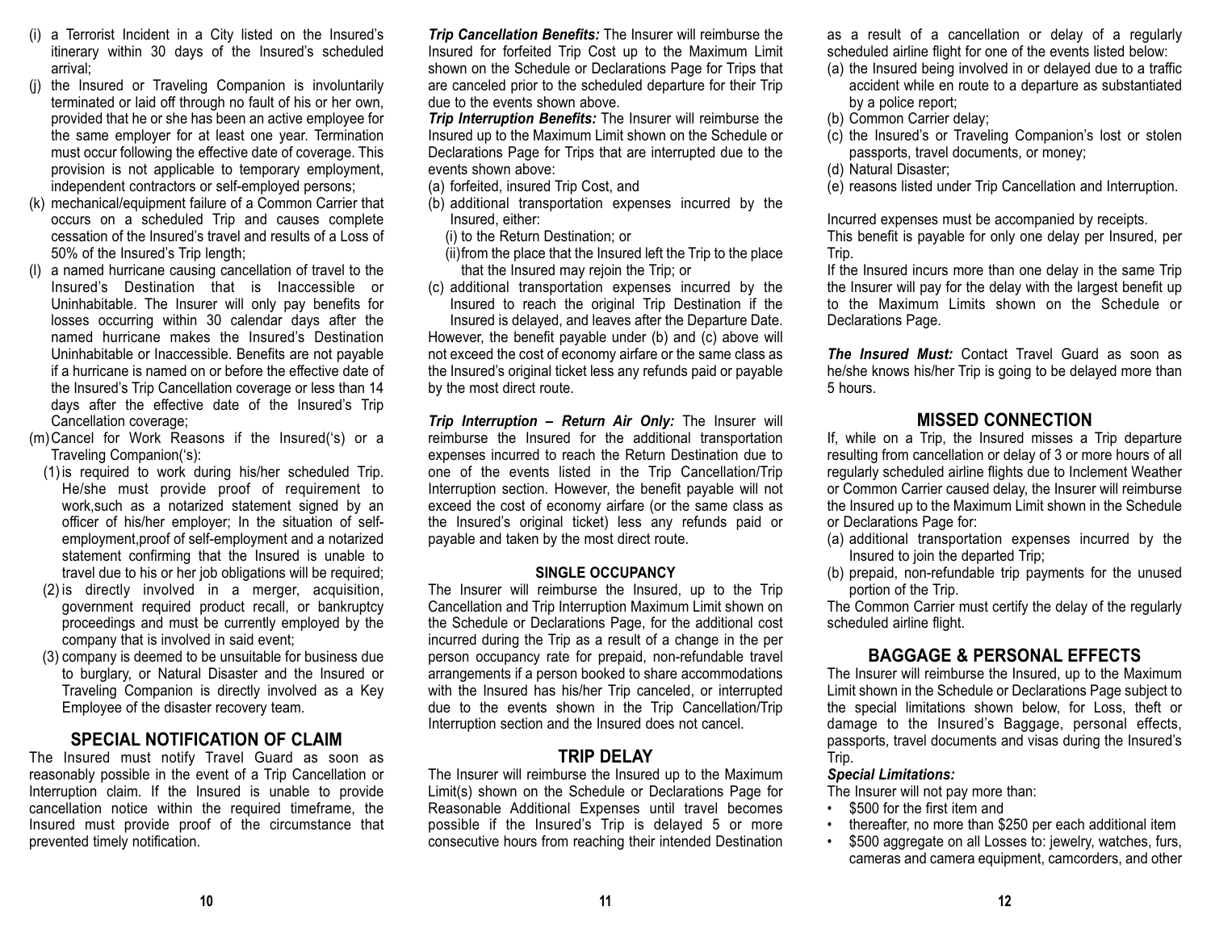(i) a Terrorist Incident in a City listed on the Insured's itinerary within 30 days of the Insured's scheduled arrival;

(j) the Insured or Traveling Companion is involuntarily terminated or laid off through no fault of his or her own, provided that he or she has been an active employee for the same employer for at least one year. Termination must occur following the effective date of coverage. This provision is not applicable to temporary employment, independent contractors or self-employed persons;

(k) mechanical/equipment failure of a Common Carrier that occurs on a scheduled Trip and causes complete cessation of the Insured's travel and results of a Loss of 50% of the Insured's Trip length;

(l) a named hurricane causing cancellation of travel to the Insured's Destination that is Inaccessible or Uninhabitable. The Insurer will only pay benefits for losses occurring within 30 calendar days after the named hurricane makes the Insured's Destination Uninhabitable or Inaccessible. Benefits are not payable if a hurricane is named on or before the effective date of the Insured's Trip Cancellation coverage or less than 14 days after the effective date of the Insured's Trip Cancellation coverage;

(m) Cancel for Work Reasons if the Insured('s) or a Traveling Companion('s):

(1) is required to work during his/her scheduled Trip. He/she must provide proof of requirement to work,such as a notarized statement signed by an officer of his/her employer; In the situation of self-employment,proof of self-employment and a notarized statement confirming that the Insured is unable to travel due to his or her job obligations will be required;

(2) is directly involved in a merger, acquisition, government required product recall, or bankruptcy proceedings and must be currently employed by the company that is involved in said event;

(3) company is deemed to be unsuitable for business due to burglary, or Natural Disaster and the Insured or Traveling Companion is directly involved as a Key Employee of the disaster recovery team.

## SPECIAL NOTIFICATION OF CLAIM

The Insured must notify Travel Guard as soon as reasonably possible in the event of a Trip Cancellation or Interruption claim. If the Insured is unable to provide cancellation notice within the required timeframe, the Insured must provide proof of the circumstance that prevented timely notification.

***Trip Cancellation Benefits:*** The Insurer will reimburse the Insured for forfeited Trip Cost up to the Maximum Limit shown on the Schedule or Declarations Page for Trips that are canceled prior to the scheduled departure for their Trip due to the events shown above.

***Trip Interruption Benefits:*** The Insurer will reimburse the Insured up to the Maximum Limit shown on the Schedule or Declarations Page for Trips that are interrupted due to the events shown above:

(a) forfeited, insured Trip Cost, and

(b) additional transportation expenses incurred by the Insured, either:

(i) to the Return Destination; or

(ii) from the place that the Insured left the Trip to the place that the Insured may rejoin the Trip; or

(c) additional transportation expenses incurred by the Insured to reach the original Trip Destination if the Insured is delayed, and leaves after the Departure Date.

However, the benefit payable under (b) and (c) above will not exceed the cost of economy airfare or the same class as the Insured's original ticket less any refunds paid or payable by the most direct route.

***Trip Interruption – Return Air Only:*** The Insurer will reimburse the Insured for the additional transportation expenses incurred to reach the Return Destination due to one of the events listed in the Trip Cancellation/Trip Interruption section. However, the benefit payable will not exceed the cost of economy airfare (or the same class as the Insured's original ticket) less any refunds paid or payable and taken by the most direct route.

### SINGLE OCCUPANCY

The Insurer will reimburse the Insured, up to the Trip Cancellation and Trip Interruption Maximum Limit shown on the Schedule or Declarations Page, for the additional cost incurred during the Trip as a result of a change in the per person occupancy rate for prepaid, non-refundable travel arrangements if a person booked to share accommodations with the Insured has his/her Trip canceled, or interrupted due to the events shown in the Trip Cancellation/Trip Interruption section and the Insured does not cancel.

## TRIP DELAY

The Insurer will reimburse the Insured up to the Maximum Limit(s) shown on the Schedule or Declarations Page for Reasonable Additional Expenses until travel becomes possible if the Insured's Trip is delayed 5 or more consecutive hours from reaching their intended Destination as a result of a cancellation or delay of a regularly scheduled airline flight for one of the events listed below:

(a) the Insured being involved in or delayed due to a traffic accident while en route to a departure as substantiated by a police report;

(b) Common Carrier delay;

(c) the Insured's or Traveling Companion's lost or stolen passports, travel documents, or money;

(d) Natural Disaster;

(e) reasons listed under Trip Cancellation and Interruption.

Incurred expenses must be accompanied by receipts.

This benefit is payable for only one delay per Insured, per Trip.

If the Insured incurs more than one delay in the same Trip the Insurer will pay for the delay with the largest benefit up to the Maximum Limits shown on the Schedule or Declarations Page.

***The Insured Must:*** Contact Travel Guard as soon as he/she knows his/her Trip is going to be delayed more than 5 hours.

## MISSED CONNECTION

If, while on a Trip, the Insured misses a Trip departure resulting from cancellation or delay of 3 or more hours of all regularly scheduled airline flights due to Inclement Weather or Common Carrier caused delay, the Insurer will reimburse the Insured up to the Maximum Limit shown in the Schedule or Declarations Page for:

(a) additional transportation expenses incurred by the Insured to join the departed Trip;

(b) prepaid, non-refundable trip payments for the unused portion of the Trip.

The Common Carrier must certify the delay of the regularly scheduled airline flight.

## BAGGAGE & PERSONAL EFFECTS

The Insurer will reimburse the Insured, up to the Maximum Limit shown in the Schedule or Declarations Page subject to the special limitations shown below, for Loss, theft or damage to the Insured's Baggage, personal effects, passports, travel documents and visas during the Insured's Trip.

***Special Limitations:***

The Insurer will not pay more than:

- $500 for the first item and
- thereafter, no more than $250 per each additional item
- $500 aggregate on all Losses to: jewelry, watches, furs, cameras and camera equipment, camcorders, and other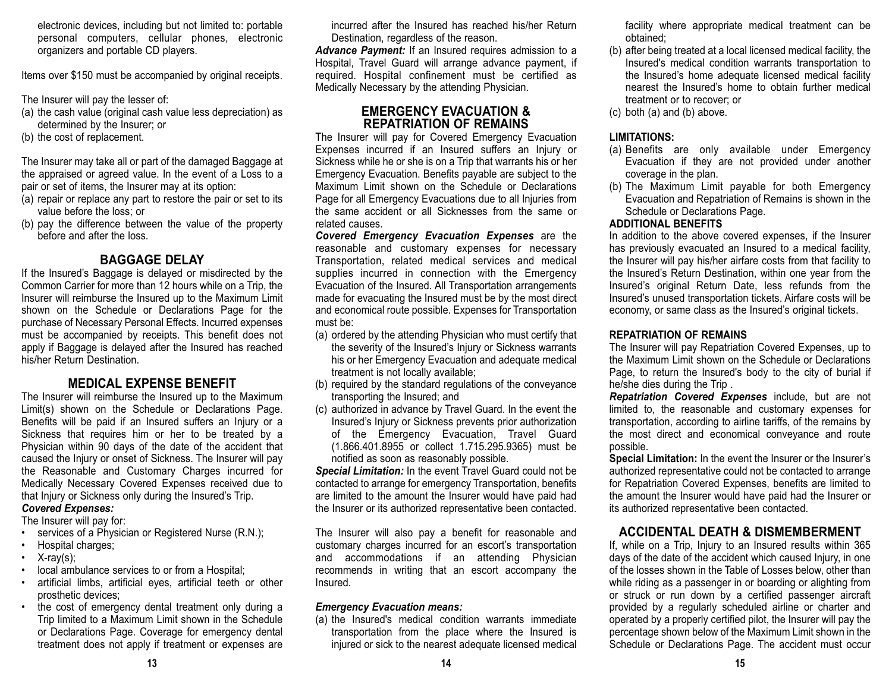electronic devices, including but not limited to: portable personal computers, cellular phones, electronic organizers and portable CD players.

Items over $150 must be accompanied by original receipts.

The Insurer will pay the lesser of:

(a) the cash value (original cash value less depreciation) as determined by the Insurer; or
(b) the cost of replacement.

The Insurer may take all or part of the damaged Baggage at the appraised or agreed value. In the event of a Loss to a pair or set of items, the Insurer may at its option:

(a) repair or replace any part to restore the pair or set to its value before the loss; or
(b) pay the difference between the value of the property before and after the loss.

## BAGGAGE DELAY

If the Insured's Baggage is delayed or misdirected by the Common Carrier for more than 12 hours while on a Trip, the Insurer will reimburse the Insured up to the Maximum Limit shown on the Schedule or Declarations Page for the purchase of Necessary Personal Effects. Incurred expenses must be accompanied by receipts. This benefit does not apply if Baggage is delayed after the Insured has reached his/her Return Destination.

## MEDICAL EXPENSE BENEFIT

The Insurer will reimburse the Insured up to the Maximum Limit(s) shown on the Schedule or Declarations Page. Benefits will be paid if an Insured suffers an Injury or a Sickness that requires him or her to be treated by a Physician within 90 days of the date of the accident that caused the Injury or onset of Sickness. The Insurer will pay the Reasonable and Customary Charges incurred for Medically Necessary Covered Expenses received due to that Injury or Sickness only during the Insured's Trip.

***Covered Expenses:***

The Insurer will pay for:

- services of a Physician or Registered Nurse (R.N.);
- Hospital charges;
- X-ray(s);
- local ambulance services to or from a Hospital;
- artificial limbs, artificial eyes, artificial teeth or other prosthetic devices;
- the cost of emergency dental treatment only during a Trip limited to a Maximum Limit shown in the Schedule or Declarations Page. Coverage for emergency dental treatment does not apply if treatment or expenses are incurred after the Insured has reached his/her Return Destination, regardless of the reason.

***Advance Payment:*** If an Insured requires admission to a Hospital, Travel Guard will arrange advance payment, if required. Hospital confinement must be certified as Medically Necessary by the attending Physician.

## EMERGENCY EVACUATION & REPATRIATION OF REMAINS

The Insurer will pay for Covered Emergency Evacuation Expenses incurred if an Insured suffers an Injury or Sickness while he or she is on a Trip that warrants his or her Emergency Evacuation. Benefits payable are subject to the Maximum Limit shown on the Schedule or Declarations Page for all Emergency Evacuations due to all Injuries from the same accident or all Sicknesses from the same or related causes.

***Covered Emergency Evacuation Expenses*** are the reasonable and customary expenses for necessary Transportation, related medical services and medical supplies incurred in connection with the Emergency Evacuation of the Insured. All Transportation arrangements made for evacuating the Insured must be by the most direct and economical route possible. Expenses for Transportation must be:

(a) ordered by the attending Physician who must certify that the severity of the Insured's Injury or Sickness warrants his or her Emergency Evacuation and adequate medical treatment is not locally available;
(b) required by the standard regulations of the conveyance transporting the Insured; and
(c) authorized in advance by Travel Guard. In the event the Insured's Injury or Sickness prevents prior authorization of the Emergency Evacuation, Travel Guard (1.866.401.8955 or collect 1.715.295.9365) must be notified as soon as reasonably possible.

***Special Limitation:*** In the event Travel Guard could not be contacted to arrange for emergency Transportation, benefits are limited to the amount the Insurer would have paid had the Insurer or its authorized representative been contacted.

The Insurer will also pay a benefit for reasonable and customary charges incurred for an escort's transportation and accommodations if an attending Physician recommends in writing that an escort accompany the Insured.

***Emergency Evacuation means:***

(a) the Insured's medical condition warrants immediate transportation from the place where the Insured is injured or sick to the nearest adequate licensed medical facility where appropriate medical treatment can be obtained;
(b) after being treated at a local licensed medical facility, the Insured's medical condition warrants transportation to the Insured's home adequate licensed medical facility nearest the Insured's home to obtain further medical treatment or to recover; or
(c) both (a) and (b) above.

**LIMITATIONS:**

(a) Benefits are only available under Emergency Evacuation if they are not provided under another coverage in the plan.
(b) The Maximum Limit payable for both Emergency Evacuation and Repatriation of Remains is shown in the Schedule or Declarations Page.

**ADDITIONAL BENEFITS**

In addition to the above covered expenses, if the Insurer has previously evacuated an Insured to a medical facility, the Insurer will pay his/her airfare costs from that facility to the Insured's Return Destination, within one year from the Insured's original Return Date, less refunds from the Insured's unused transportation tickets. Airfare costs will be economy, or same class as the Insured's original tickets.

**REPATRIATION OF REMAINS**

The Insurer will pay Repatriation Covered Expenses, up to the Maximum Limit shown on the Schedule or Declarations Page, to return the Insured's body to the city of burial if he/she dies during the Trip .

***Repatriation Covered Expenses*** include, but are not limited to, the reasonable and customary expenses for transportation, according to airline tariffs, of the remains by the most direct and economical conveyance and route possible.

**Special Limitation:** In the event the Insurer or the Insurer's authorized representative could not be contacted to arrange for Repatriation Covered Expenses, benefits are limited to the amount the Insurer would have paid had the Insurer or its authorized representative been contacted.

## ACCIDENTAL DEATH & DISMEMBERMENT

If, while on a Trip, Injury to an Insured results within 365 days of the date of the accident which caused Injury, in one of the losses shown in the Table of Losses below, other than while riding as a passenger in or boarding or alighting from or struck or run down by a certified passenger aircraft provided by a regularly scheduled airline or charter and operated by a properly certified pilot, the Insurer will pay the percentage shown below of the Maximum Limit shown in the Schedule or Declarations Page. The accident must occur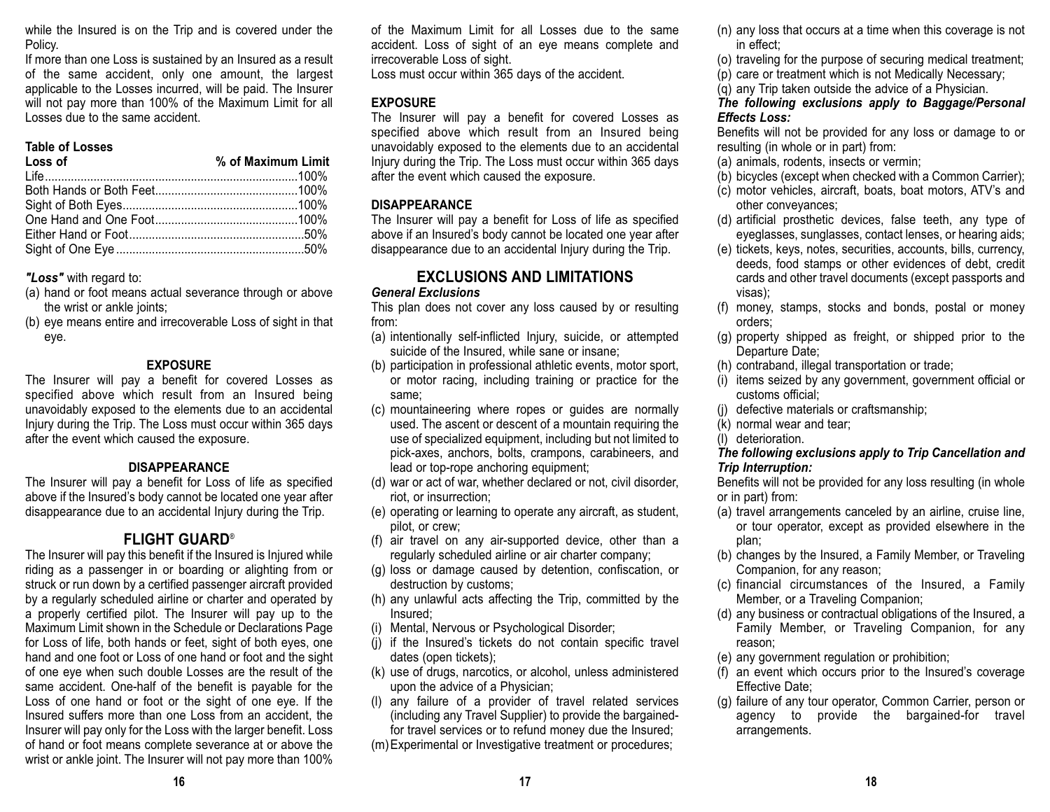while the Insured is on the Trip and is covered under the Policy.

If more than one Loss is sustained by an Insured as a result of the same accident, only one amount, the largest applicable to the Losses incurred, will be paid. The Insurer will not pay more than 100% of the Maximum Limit for all Losses due to the same accident.

**Table of Losses**

| Loss of | % of Maximum Limit |
|---|---|
| Life | 100% |
| Both Hands or Both Feet | 100% |
| Sight of Both Eyes | 100% |
| One Hand and One Foot | 100% |
| Either Hand or Foot | 50% |
| Sight of One Eye | 50% |

***"Loss"*** with regard to:

(a) hand or foot means actual severance through or above the wrist or ankle joints;
(b) eye means entire and irrecoverable Loss of sight in that eye.

**EXPOSURE**

The Insurer will pay a benefit for covered Losses as specified above which result from an Insured being unavoidably exposed to the elements due to an accidental Injury during the Trip. The Loss must occur within 365 days after the event which caused the exposure.

**DISAPPEARANCE**

The Insurer will pay a benefit for Loss of life as specified above if the Insured's body cannot be located one year after disappearance due to an accidental Injury during the Trip.

## FLIGHT GUARD®

The Insurer will pay this benefit if the Insured is Injured while riding as a passenger in or boarding or alighting from or struck or run down by a certified passenger aircraft provided by a regularly scheduled airline or charter and operated by a properly certified pilot. The Insurer will pay up to the Maximum Limit shown in the Schedule or Declarations Page for Loss of life, both hands or feet, sight of both eyes, one hand and one foot or Loss of one hand or foot and the sight of one eye when such double Losses are the result of the same accident. One-half of the benefit is payable for the Loss of one hand or foot or the sight of one eye. If the Insured suffers more than one Loss from an accident, the Insurer will pay only for the Loss with the larger benefit. Loss of hand or foot means complete severance at or above the wrist or ankle joint. The Insurer will not pay more than 100% of the Maximum Limit for all Losses due to the same accident. Loss of sight of an eye means complete and irrecoverable Loss of sight.

Loss must occur within 365 days of the accident.

**EXPOSURE**

The Insurer will pay a benefit for covered Losses as specified above which result from an Insured being unavoidably exposed to the elements due to an accidental Injury during the Trip. The Loss must occur within 365 days after the event which caused the exposure.

**DISAPPEARANCE**

The Insurer will pay a benefit for Loss of life as specified above if an Insured's body cannot be located one year after disappearance due to an accidental Injury during the Trip.

## EXCLUSIONS AND LIMITATIONS

***General Exclusions***

This plan does not cover any loss caused by or resulting from:

(a) intentionally self-inflicted Injury, suicide, or attempted suicide of the Insured, while sane or insane;
(b) participation in professional athletic events, motor sport, or motor racing, including training or practice for the same;
(c) mountaineering where ropes or guides are normally used. The ascent or descent of a mountain requiring the use of specialized equipment, including but not limited to pick-axes, anchors, bolts, crampons, carabineers, and lead or top-rope anchoring equipment;
(d) war or act of war, whether declared or not, civil disorder, riot, or insurrection;
(e) operating or learning to operate any aircraft, as student, pilot, or crew;
(f) air travel on any air-supported device, other than a regularly scheduled airline or air charter company;
(g) loss or damage caused by detention, confiscation, or destruction by customs;
(h) any unlawful acts affecting the Trip, committed by the Insured;
(i) Mental, Nervous or Psychological Disorder;
(j) if the Insured's tickets do not contain specific travel dates (open tickets);
(k) use of drugs, narcotics, or alcohol, unless administered upon the advice of a Physician;
(l) any failure of a provider of travel related services (including any Travel Supplier) to provide the bargained-for travel services or to refund money due the Insured;
(m) Experimental or Investigative treatment or procedures;
(n) any loss that occurs at a time when this coverage is not in effect;
(o) traveling for the purpose of securing medical treatment;
(p) care or treatment which is not Medically Necessary;
(q) any Trip taken outside the advice of a Physician.

***The following exclusions apply to Baggage/Personal Effects Loss:***

Benefits will not be provided for any loss or damage to or resulting (in whole or in part) from:

(a) animals, rodents, insects or vermin;
(b) bicycles (except when checked with a Common Carrier);
(c) motor vehicles, aircraft, boats, boat motors, ATV's and other conveyances;
(d) artificial prosthetic devices, false teeth, any type of eyeglasses, sunglasses, contact lenses, or hearing aids;
(e) tickets, keys, notes, securities, accounts, bills, currency, deeds, food stamps or other evidences of debt, credit cards and other travel documents (except passports and visas);
(f) money, stamps, stocks and bonds, postal or money orders;
(g) property shipped as freight, or shipped prior to the Departure Date;
(h) contraband, illegal transportation or trade;
(i) items seized by any government, government official or customs official;
(j) defective materials or craftsmanship;
(k) normal wear and tear;
(l) deterioration.

***The following exclusions apply to Trip Cancellation and Trip Interruption:***

Benefits will not be provided for any loss resulting (in whole or in part) from:

(a) travel arrangements canceled by an airline, cruise line, or tour operator, except as provided elsewhere in the plan;
(b) changes by the Insured, a Family Member, or Traveling Companion, for any reason;
(c) financial circumstances of the Insured, a Family Member, or a Traveling Companion;
(d) any business or contractual obligations of the Insured, a Family Member, or Traveling Companion, for any reason;
(e) any government regulation or prohibition;
(f) an event which occurs prior to the Insured's coverage Effective Date;
(g) failure of any tour operator, Common Carrier, person or agency to provide the bargained-for travel arrangements.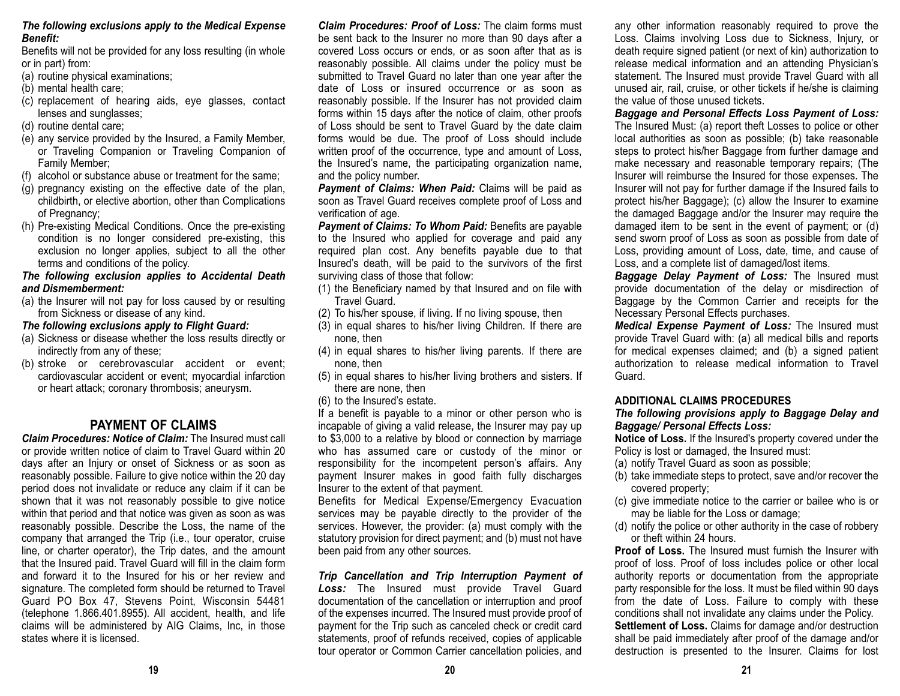***The following exclusions apply to the Medical Expense Benefit:***

Benefits will not be provided for any loss resulting (in whole or in part) from:

(a) routine physical examinations;
(b) mental health care;
(c) replacement of hearing aids, eye glasses, contact lenses and sunglasses;
(d) routine dental care;
(e) any service provided by the Insured, a Family Member, or Traveling Companion or Traveling Companion of Family Member;
(f) alcohol or substance abuse or treatment for the same;
(g) pregnancy existing on the effective date of the plan, childbirth, or elective abortion, other than Complications of Pregnancy;
(h) Pre-existing Medical Conditions. Once the pre-existing condition is no longer considered pre-existing, this exclusion no longer applies, subject to all the other terms and conditions of the policy.

***The following exclusion applies to Accidental Death and Dismemberment:***

(a) the Insurer will not pay for loss caused by or resulting from Sickness or disease of any kind.

***The following exclusions apply to Flight Guard:***

(a) Sickness or disease whether the loss results directly or indirectly from any of these;
(b) stroke or cerebrovascular accident or event; cardiovascular accident or event; myocardial infarction or heart attack; coronary thrombosis; aneurysm.

## PAYMENT OF CLAIMS

***Claim Procedures: Notice of Claim:*** The Insured must call or provide written notice of claim to Travel Guard within 20 days after an Injury or onset of Sickness or as soon as reasonably possible. Failure to give notice within the 20 day period does not invalidate or reduce any claim if it can be shown that it was not reasonably possible to give notice within that period and that notice was given as soon as was reasonably possible. Describe the Loss, the name of the company that arranged the Trip (i.e., tour operator, cruise line, or charter operator), the Trip dates, and the amount that the Insured paid. Travel Guard will fill in the claim form and forward it to the Insured for his or her review and signature. The completed form should be returned to Travel Guard PO Box 47, Stevens Point, Wisconsin 54481 (telephone 1.866.401.8955). All accident, health, and life claims will be administered by AIG Claims, Inc, in those states where it is licensed.

***Claim Procedures: Proof of Loss:*** The claim forms must be sent back to the Insurer no more than 90 days after a covered Loss occurs or ends, or as soon after that as is reasonably possible. All claims under the policy must be submitted to Travel Guard no later than one year after the date of Loss or insured occurrence or as soon as reasonably possible. If the Insurer has not provided claim forms within 15 days after the notice of claim, other proofs of Loss should be sent to Travel Guard by the date claim forms would be due. The proof of Loss should include written proof of the occurrence, type and amount of Loss, the Insured's name, the participating organization name, and the policy number.

***Payment of Claims: When Paid:*** Claims will be paid as soon as Travel Guard receives complete proof of Loss and verification of age.

***Payment of Claims: To Whom Paid:*** Benefits are payable to the Insured who applied for coverage and paid any required plan cost. Any benefits payable due to that Insured's death, will be paid to the survivors of the first surviving class of those that follow:

(1) the Beneficiary named by that Insured and on file with Travel Guard.
(2) To his/her spouse, if living. If no living spouse, then
(3) in equal shares to his/her living Children. If there are none, then
(4) in equal shares to his/her living parents. If there are none, then
(5) in equal shares to his/her living brothers and sisters. If there are none, then
(6) to the Insured's estate.

If a benefit is payable to a minor or other person who is incapable of giving a valid release, the Insurer may pay up to $3,000 to a relative by blood or connection by marriage who has assumed care or custody of the minor or responsibility for the incompetent person's affairs. Any payment Insurer makes in good faith fully discharges Insurer to the extent of that payment.

Benefits for Medical Expense/Emergency Evacuation services may be payable directly to the provider of the services. However, the provider: (a) must comply with the statutory provision for direct payment; and (b) must not have been paid from any other sources.

***Trip Cancellation and Trip Interruption Payment of Loss:*** The Insured must provide Travel Guard documentation of the cancellation or interruption and proof of the expenses incurred. The Insured must provide proof of payment for the Trip such as canceled check or credit card statements, proof of refunds received, copies of applicable tour operator or Common Carrier cancellation policies, and any other information reasonably required to prove the Loss. Claims involving Loss due to Sickness, Injury, or death require signed patient (or next of kin) authorization to release medical information and an attending Physician's statement. The Insured must provide Travel Guard with all unused air, rail, cruise, or other tickets if he/she is claiming the value of those unused tickets.

***Baggage and Personal Effects Loss Payment of Loss:*** The Insured Must: (a) report theft Losses to police or other local authorities as soon as possible; (b) take reasonable steps to protect his/her Baggage from further damage and make necessary and reasonable temporary repairs; (The Insurer will reimburse the Insured for those expenses. The Insurer will not pay for further damage if the Insured fails to protect his/her Baggage); (c) allow the Insurer to examine the damaged Baggage and/or the Insurer may require the damaged item to be sent in the event of payment; or (d) send sworn proof of Loss as soon as possible from date of Loss, providing amount of Loss, date, time, and cause of Loss, and a complete list of damaged/lost items.

***Baggage Delay Payment of Loss:*** The Insured must provide documentation of the delay or misdirection of Baggage by the Common Carrier and receipts for the Necessary Personal Effects purchases.

***Medical Expense Payment of Loss:*** The Insured must provide Travel Guard with: (a) all medical bills and reports for medical expenses claimed; and (b) a signed patient authorization to release medical information to Travel Guard.

### ADDITIONAL CLAIMS PROCEDURES

***The following provisions apply to Baggage Delay and Baggage/ Personal Effects Loss:***

**Notice of Loss.** If the Insured's property covered under the Policy is lost or damaged, the Insured must:

(a) notify Travel Guard as soon as possible;
(b) take immediate steps to protect, save and/or recover the covered property;
(c) give immediate notice to the carrier or bailee who is or may be liable for the Loss or damage;
(d) notify the police or other authority in the case of robbery or theft within 24 hours.

**Proof of Loss.** The Insured must furnish the Insurer with proof of loss. Proof of loss includes police or other local authority reports or documentation from the appropriate party responsible for the loss. It must be filed within 90 days from the date of Loss. Failure to comply with these conditions shall not invalidate any claims under the Policy.

**Settlement of Loss.** Claims for damage and/or destruction shall be paid immediately after proof of the damage and/or destruction is presented to the Insurer. Claims for lost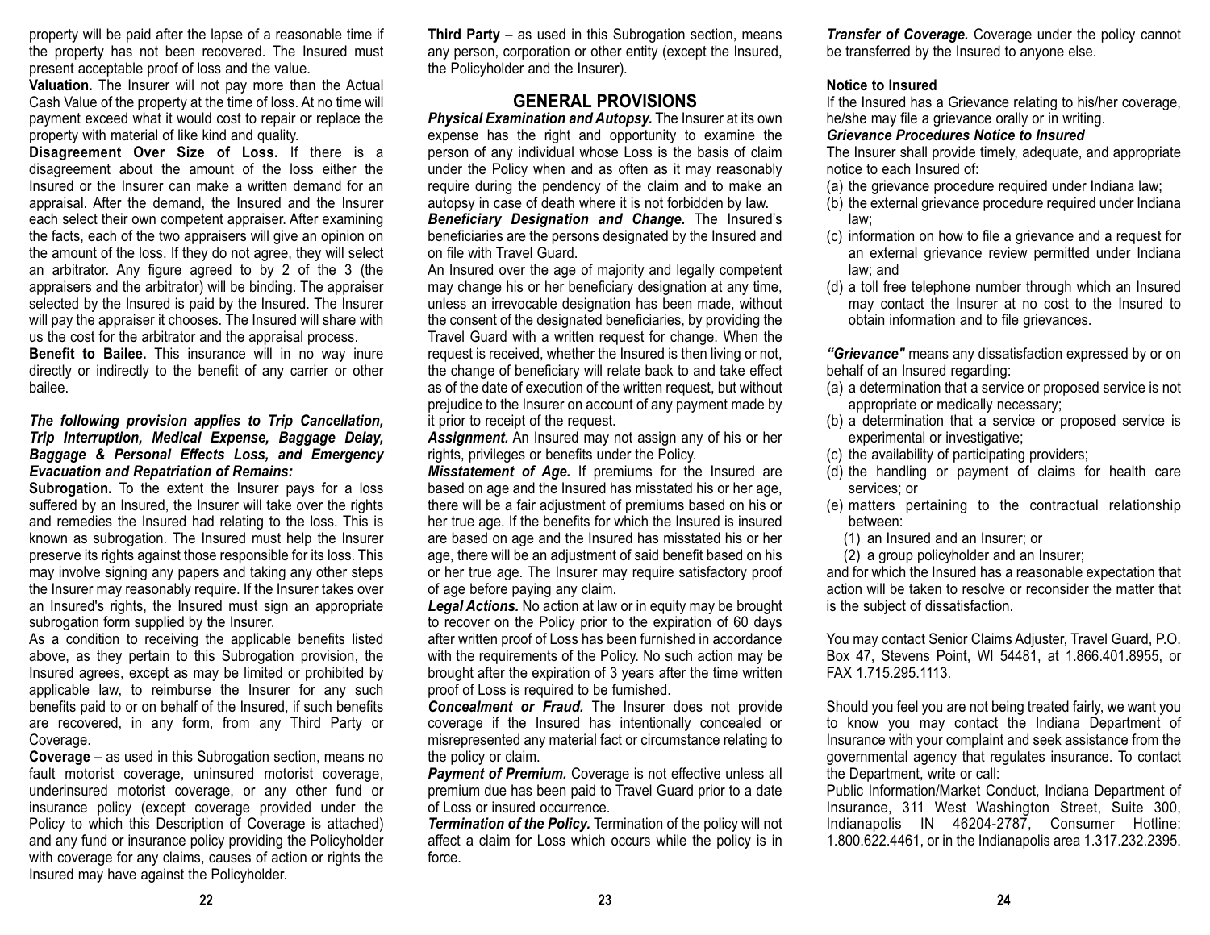property will be paid after the lapse of a reasonable time if the property has not been recovered. The Insured must present acceptable proof of loss and the value.

**Valuation.** The Insurer will not pay more than the Actual Cash Value of the property at the time of loss. At no time will payment exceed what it would cost to repair or replace the property with material of like kind and quality.

**Disagreement Over Size of Loss.** If there is a disagreement about the amount of the loss either the Insured or the Insurer can make a written demand for an appraisal. After the demand, the Insured and the Insurer each select their own competent appraiser. After examining the facts, each of the two appraisers will give an opinion on the amount of the loss. If they do not agree, they will select an arbitrator. Any figure agreed to by 2 of the 3 (the appraisers and the arbitrator) will be binding. The appraiser selected by the Insured is paid by the Insured. The Insurer will pay the appraiser it chooses. The Insured will share with us the cost for the arbitrator and the appraisal process.

**Benefit to Bailee.** This insurance will in no way inure directly or indirectly to the benefit of any carrier or other bailee.

***The following provision applies to Trip Cancellation, Trip Interruption, Medical Expense, Baggage Delay, Baggage & Personal Effects Loss, and Emergency Evacuation and Repatriation of Remains:***

**Subrogation.** To the extent the Insurer pays for a loss suffered by an Insured, the Insurer will take over the rights and remedies the Insured had relating to the loss. This is known as subrogation. The Insured must help the Insurer preserve its rights against those responsible for its loss. This may involve signing any papers and taking any other steps the Insurer may reasonably require. If the Insurer takes over an Insured's rights, the Insured must sign an appropriate subrogation form supplied by the Insurer.

As a condition to receiving the applicable benefits listed above, as they pertain to this Subrogation provision, the Insured agrees, except as may be limited or prohibited by applicable law, to reimburse the Insurer for any such benefits paid to or on behalf of the Insured, if such benefits are recovered, in any form, from any Third Party or Coverage.

**Coverage** – as used in this Subrogation section, means no fault motorist coverage, uninsured motorist coverage, underinsured motorist coverage, or any other fund or insurance policy (except coverage provided under the Policy to which this Description of Coverage is attached) and any fund or insurance policy providing the Policyholder with coverage for any claims, causes of action or rights the Insured may have against the Policyholder.

**Third Party** – as used in this Subrogation section, means any person, corporation or other entity (except the Insured, the Policyholder and the Insurer).

## GENERAL PROVISIONS

***Physical Examination and Autopsy.*** The Insurer at its own expense has the right and opportunity to examine the person of any individual whose Loss is the basis of claim under the Policy when and as often as it may reasonably require during the pendency of the claim and to make an autopsy in case of death where it is not forbidden by law.

***Beneficiary Designation and Change.*** The Insured's beneficiaries are the persons designated by the Insured and on file with Travel Guard.

An Insured over the age of majority and legally competent may change his or her beneficiary designation at any time, unless an irrevocable designation has been made, without the consent of the designated beneficiaries, by providing the Travel Guard with a written request for change. When the request is received, whether the Insured is then living or not, the change of beneficiary will relate back to and take effect as of the date of execution of the written request, but without prejudice to the Insurer on account of any payment made by it prior to receipt of the request.

***Assignment.*** An Insured may not assign any of his or her rights, privileges or benefits under the Policy.

***Misstatement of Age.*** If premiums for the Insured are based on age and the Insured has misstated his or her age, there will be a fair adjustment of premiums based on his or her true age. If the benefits for which the Insured is insured are based on age and the Insured has misstated his or her age, there will be an adjustment of said benefit based on his or her true age. The Insurer may require satisfactory proof of age before paying any claim.

***Legal Actions.*** No action at law or in equity may be brought to recover on the Policy prior to the expiration of 60 days after written proof of Loss has been furnished in accordance with the requirements of the Policy. No such action may be brought after the expiration of 3 years after the time written proof of Loss is required to be furnished.

***Concealment or Fraud.*** The Insurer does not provide coverage if the Insured has intentionally concealed or misrepresented any material fact or circumstance relating to the policy or claim.

***Payment of Premium.*** Coverage is not effective unless all premium due has been paid to Travel Guard prior to a date of Loss or insured occurrence.

***Termination of the Policy.*** Termination of the policy will not affect a claim for Loss which occurs while the policy is in force.

***Transfer of Coverage.*** Coverage under the policy cannot be transferred by the Insured to anyone else.

**Notice to Insured**

If the Insured has a Grievance relating to his/her coverage, he/she may file a grievance orally or in writing.

***Grievance Procedures Notice to Insured***

The Insurer shall provide timely, adequate, and appropriate notice to each Insured of:

(a) the grievance procedure required under Indiana law;
(b) the external grievance procedure required under Indiana law;
(c) information on how to file a grievance and a request for an external grievance review permitted under Indiana law; and
(d) a toll free telephone number through which an Insured may contact the Insurer at no cost to the Insured to obtain information and to file grievances.

***"Grievance"*** means any dissatisfaction expressed by or on behalf of an Insured regarding:

(a) a determination that a service or proposed service is not appropriate or medically necessary;
(b) a determination that a service or proposed service is experimental or investigative;
(c) the availability of participating providers;
(d) the handling or payment of claims for health care services; or
(e) matters pertaining to the contractual relationship between:
   (1) an Insured and an Insurer; or
   (2) a group policyholder and an Insurer;

and for which the Insured has a reasonable expectation that action will be taken to resolve or reconsider the matter that is the subject of dissatisfaction.

You may contact Senior Claims Adjuster, Travel Guard, P.O. Box 47, Stevens Point, WI 54481, at 1.866.401.8955, or FAX 1.715.295.1113.

Should you feel you are not being treated fairly, we want you to know you may contact the Indiana Department of Insurance with your complaint and seek assistance from the governmental agency that regulates insurance. To contact the Department, write or call:

Public Information/Market Conduct, Indiana Department of Insurance, 311 West Washington Street, Suite 300, Indianapolis IN 46204-2787, Consumer Hotline: 1.800.622.4461, or in the Indianapolis area 1.317.232.2395.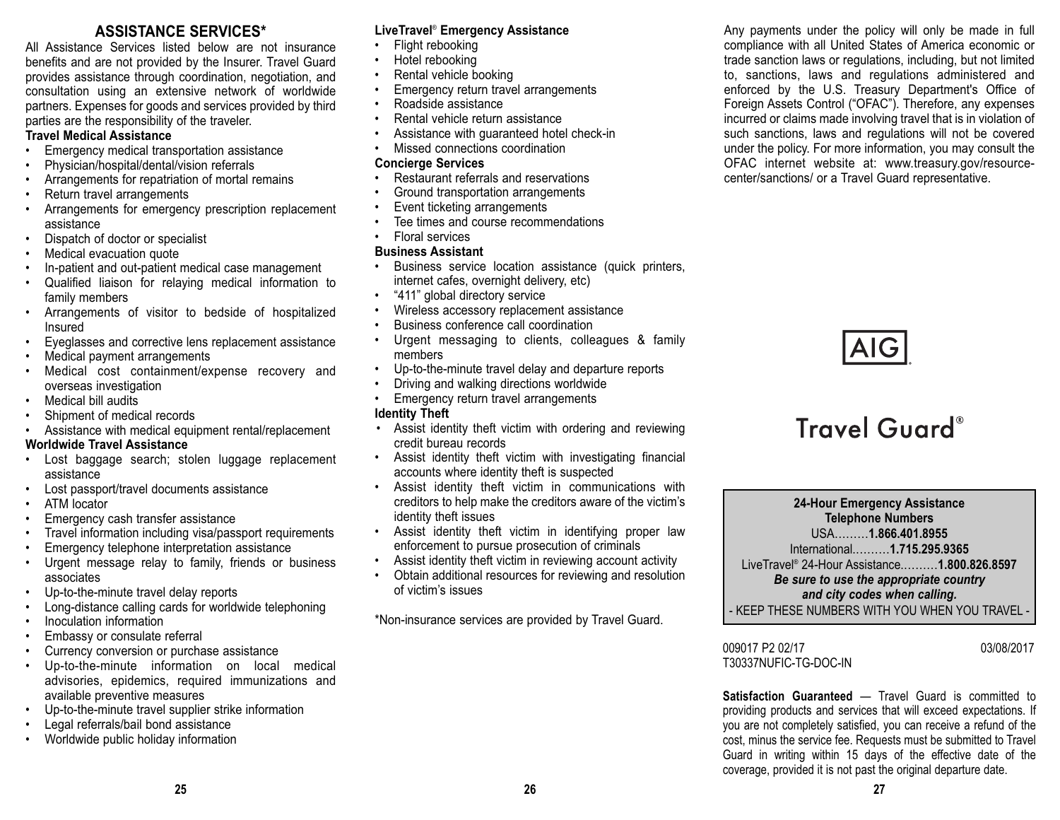## ASSISTANCE SERVICES*

All Assistance Services listed below are not insurance benefits and are not provided by the Insurer. Travel Guard provides assistance through coordination, negotiation, and consultation using an extensive network of worldwide partners. Expenses for goods and services provided by third parties are the responsibility of the traveler.

**Travel Medical Assistance**

- Emergency medical transportation assistance
- Physician/hospital/dental/vision referrals
- Arrangements for repatriation of mortal remains
- Return travel arrangements
- Arrangements for emergency prescription replacement assistance
- Dispatch of doctor or specialist
- Medical evacuation quote
- In-patient and out-patient medical case management
- Qualified liaison for relaying medical information to family members
- Arrangements of visitor to bedside of hospitalized Insured
- Eyeglasses and corrective lens replacement assistance
- Medical payment arrangements
- Medical cost containment/expense recovery and overseas investigation
- Medical bill audits
- Shipment of medical records
- Assistance with medical equipment rental/replacement

**Worldwide Travel Assistance**

- Lost baggage search; stolen luggage replacement assistance
- Lost passport/travel documents assistance
- ATM locator
- Emergency cash transfer assistance
- Travel information including visa/passport requirements
- Emergency telephone interpretation assistance
- Urgent message relay to family, friends or business associates
- Up-to-the-minute travel delay reports
- Long-distance calling cards for worldwide telephoning
- Inoculation information
- Embassy or consulate referral
- Currency conversion or purchase assistance
- Up-to-the-minute information on local medical advisories, epidemics, required immunizations and available preventive measures
- Up-to-the-minute travel supplier strike information
- Legal referrals/bail bond assistance
- Worldwide public holiday information

**LiveTravel® Emergency Assistance**

- Flight rebooking
- Hotel rebooking
- Rental vehicle booking
- Emergency return travel arrangements
- Roadside assistance
- Rental vehicle return assistance
- Assistance with guaranteed hotel check-in
- Missed connections coordination

**Concierge Services**

- Restaurant referrals and reservations
- Ground transportation arrangements
- Event ticketing arrangements
- Tee times and course recommendations
- Floral services

**Business Assistant**

- Business service location assistance (quick printers, internet cafes, overnight delivery, etc)
- "411" global directory service
- Wireless accessory replacement assistance
- Business conference call coordination
- Urgent messaging to clients, colleagues & family members
- Up-to-the-minute travel delay and departure reports
- Driving and walking directions worldwide
- Emergency return travel arrangements

**Identity Theft**

- Assist identity theft victim with ordering and reviewing credit bureau records
- Assist identity theft victim with investigating financial accounts where identity theft is suspected
- Assist identity theft victim in communications with creditors to help make the creditors aware of the victim's identity theft issues
- Assist identity theft victim in identifying proper law enforcement to pursue prosecution of criminals
- Assist identity theft victim in reviewing account activity
- Obtain additional resources for reviewing and resolution of victim's issues

*Non-insurance services are provided by Travel Guard.

Any payments under the policy will only be made in full compliance with all United States of America economic or trade sanction laws or regulations, including, but not limited to, sanctions, laws and regulations administered and enforced by the U.S. Treasury Department's Office of Foreign Assets Control ("OFAC"). Therefore, any expenses incurred or claims made involving travel that is in violation of such sanctions, laws and regulations will not be covered under the policy. For more information, you may consult the OFAC internet website at: www.treasury.gov/resource-center/sanctions/ or a Travel Guard representative.

AIG

Travel Guard®

**24-Hour Emergency Assistance**
**Telephone Numbers**
USA………**1.866.401.8955**
International……….**1.715.295.9365**
LiveTravel® 24-Hour Assistance……….**1.800.826.8597**
***Be sure to use the appropriate country and city codes when calling.***
- KEEP THESE NUMBERS WITH YOU WHEN YOU TRAVEL -

009017 P2 02/17 03/08/2017
T30337NUFIC-TG-DOC-IN

**Satisfaction Guaranteed** — Travel Guard is committed to providing products and services that will exceed expectations. If you are not completely satisfied, you can receive a refund of the cost, minus the service fee. Requests must be submitted to Travel Guard in writing within 15 days of the effective date of the coverage, provided it is not past the original departure date.